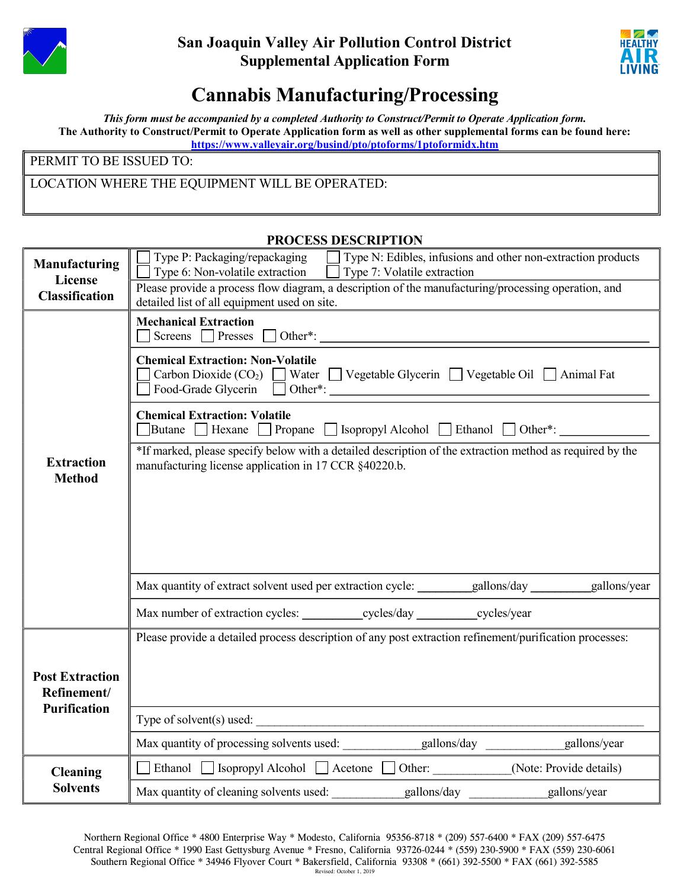# San Joaquin Valley Air Pollution Control District
## Supplemental Application Form

# Cannabis Manufacturing/Processing

***This form must be accompanied by a completed Authority to Construct/Permit to Operate Application form.***

**The Authority to Construct/Permit to Operate Application form as well as other supplemental forms can be found here:**
**https://www.valleyair.org/busind/pto/ptoforms/1ptoformidx.htm**

| PERMIT TO BE ISSUED TO: |
|---|
| LOCATION WHERE THE EQUIPMENT WILL BE OPERATED: |

### PROCESS DESCRIPTION

| | |
|---|---|
| **Manufacturing License Classification** | ☐ Type P: Packaging/repackaging ☐ Type N: Edibles, infusions and other non-extraction products ☐ Type 6: Non-volatile extraction ☐ Type 7: Volatile extraction |
| | Please provide a process flow diagram, a description of the manufacturing/processing operation, and detailed list of all equipment used on site. |
| **Extraction Method** | **Mechanical Extraction** ☐ Screens ☐ Presses ☐ Other*: ____________ |
| | **Chemical Extraction: Non-Volatile** ☐ Carbon Dioxide ($CO_2$) ☐ Water ☐ Vegetable Glycerin ☐ Vegetable Oil ☐ Animal Fat ☐ Food-Grade Glycerin ☐ Other*: ____________ |
| | **Chemical Extraction: Volatile** ☐ Butane ☐ Hexane ☐ Propane ☐ Isopropyl Alcohol ☐ Ethanol ☐ Other*: ____________ |
| | *If marked, please specify below with a detailed description of the extraction method as required by the manufacturing license application in 17 CCR §40220.b. |
| | Max quantity of extract solvent used per extraction cycle: ________gallons/day ________gallons/year |
| | Max number of extraction cycles: ________cycles/day ________cycles/year |
| **Post Extraction Refinement/ Purification** | Please provide a detailed process description of any post extraction refinement/purification processes: |
| | Type of solvent(s) used: ____________ |
| | Max quantity of processing solvents used: ________gallons/day ________gallons/year |
| **Cleaning Solvents** | ☐ Ethanol ☐ Isopropyl Alcohol ☐ Acetone ☐ Other: ________(Note: Provide details) |
| | Max quantity of cleaning solvents used: ________gallons/day ________gallons/year |

Northern Regional Office * 4800 Enterprise Way * Modesto, California 95356-8718 * (209) 557-6400 * FAX (209) 557-6475
Central Regional Office * 1990 East Gettysburg Avenue * Fresno, California 93726-0244 * (559) 230-5900 * FAX (559) 230-6061
Southern Regional Office * 34946 Flyover Court * Bakersfield, California 93308 * (661) 392-5500 * FAX (661) 392-5585
Revised: October 1, 2019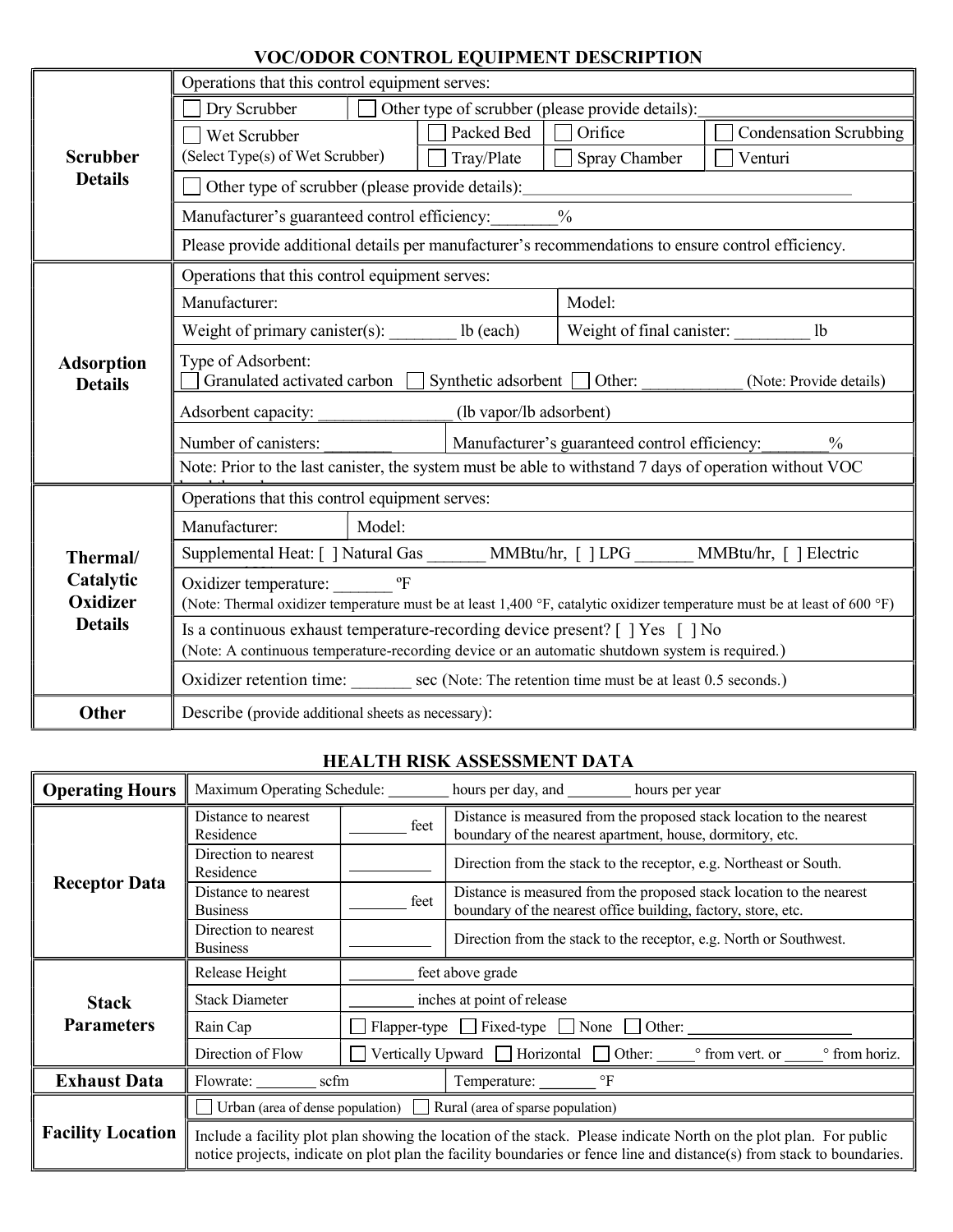## VOC/ODOR CONTROL EQUIPMENT DESCRIPTION

| | | | | |
|---|---|---|---|---|
| **Scrubber Details** | Operations that this control equipment serves: | | | |
| | ☐ Dry Scrubber | ☐ Other type of scrubber (please provide details):\_\_\_\_\_\_\_\_\_\_\_\_\_\_\_\_\_\_\_\_ | | |
| | ☐ Wet Scrubber (Select Type(s) of Wet Scrubber) | ☐ Packed Bed | ☐ Orifice | ☐ Condensation Scrubbing |
| | | ☐ Tray/Plate | ☐ Spray Chamber | ☐ Venturi |
| | ☐ Other type of scrubber (please provide details):\_\_\_\_\_\_\_\_\_\_\_\_\_\_\_\_\_\_\_\_\_\_\_\_\_\_\_\_\_\_\_\_\_\_\_\_\_\_\_\_ | | | |
| | Manufacturer's guaranteed control efficiency:\_\_\_\_\_\_\_% | | | |
| | Please provide additional details per manufacturer's recommendations to ensure control efficiency. | | | |
| **Adsorption Details** | Operations that this control equipment serves: | | | |
| | Manufacturer: | Model: | | |
| | Weight of primary canister(s): \_\_\_\_\_\_\_\_ lb (each) | Weight of final canister: \_\_\_\_\_\_\_\_\_ lb | | |
| | Type of Adsorbent: ☐ Granulated activated carbon ☐ Synthetic adsorbent ☐ Other: \_\_\_\_\_\_\_\_\_\_\_\_ (Note: Provide details) | | | |
| | Adsorbent capacity: \_\_\_\_\_\_\_\_\_\_\_\_\_\_\_\_ (lb vapor/lb adsorbent) | | | |
| | Number of canisters: \_\_\_\_\_\_\_\_ | Manufacturer's guaranteed control efficiency:\_\_\_\_\_\_\_% | | |
| | Note: Prior to the last canister, the system must be able to withstand 7 days of operation without VOC | | | |
| **Thermal/ Catalytic Oxidizer Details** | Operations that this control equipment serves: | | | |
| | Manufacturer: | Model: | | |
| | Supplemental Heat: [ ] Natural Gas \_\_\_\_\_\_\_ MMBtu/hr, [ ] LPG \_\_\_\_\_\_\_ MMBtu/hr, [ ] Electric | | | |
| | Oxidizer temperature: \_\_\_\_\_\_\_ ºF (Note: Thermal oxidizer temperature must be at least 1,400 °F, catalytic oxidizer temperature must be at least of 600 °F) | | | |
| | Is a continuous exhaust temperature-recording device present? [ ] Yes [ ] No (Note: A continuous temperature-recording device or an automatic shutdown system is required.) | | | |
| | Oxidizer retention time: \_\_\_\_\_\_\_ sec (Note: The retention time must be at least 0.5 seconds.) | | | |
| **Other** | Describe (provide additional sheets as necessary): | | | |

## HEALTH RISK ASSESSMENT DATA

| | | | |
|---|---|---|---|
| **Operating Hours** | Maximum Operating Schedule: \_\_\_\_\_\_\_\_ hours per day, and \_\_\_\_\_\_\_\_ hours per year | | |
| **Receptor Data** | Distance to nearest Residence | \_\_\_\_\_\_\_ feet | Distance is measured from the proposed stack location to the nearest boundary of the nearest apartment, house, dormitory, etc. |
| | Direction to nearest Residence | \_\_\_\_\_\_\_\_\_\_ | Direction from the stack to the receptor, e.g. Northeast or South. |
| | Distance to nearest Business | \_\_\_\_\_\_\_ feet | Distance is measured from the proposed stack location to the nearest boundary of the nearest office building, factory, store, etc. |
| | Direction to nearest Business | \_\_\_\_\_\_\_\_\_\_ | Direction from the stack to the receptor, e.g. North or Southwest. |
| **Stack Parameters** | Release Height | \_\_\_\_\_\_\_\_ feet above grade | |
| | Stack Diameter | \_\_\_\_\_\_\_\_ inches at point of release | |
| | Rain Cap | ☐ Flapper-type ☐ Fixed-type ☐ None ☐ Other: \_\_\_\_\_\_\_\_\_\_\_\_\_\_\_\_\_\_\_\_ | |
| | Direction of Flow | ☐ Vertically Upward ☐ Horizontal ☐ Other: \_\_\_\_\_° from vert. or \_\_\_\_\_° from horiz. | |
| **Exhaust Data** | Flowrate: \_\_\_\_\_\_\_\_ scfm | | Temperature: \_\_\_\_\_\_\_ °F |
| **Facility Location** | ☐ Urban (area of dense population) ☐ Rural (area of sparse population) | | |
| | Include a facility plot plan showing the location of the stack. Please indicate North on the plot plan. For public notice projects, indicate on plot plan the facility boundaries or fence line and distance(s) from stack to boundaries. | | |